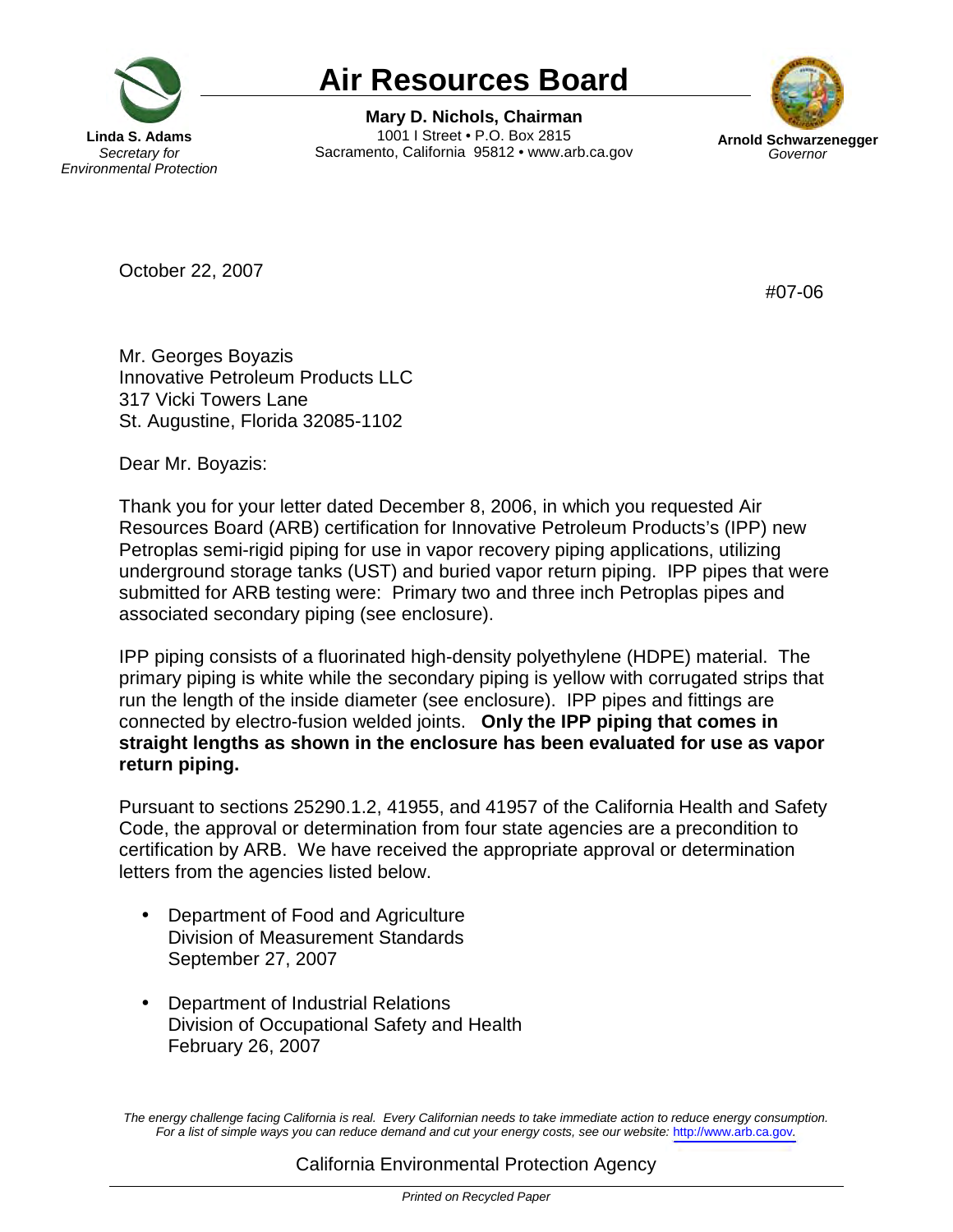# Air Resources Board

**Linda S. Adams**
*Secretary for Environmental Protection*

**Mary D. Nichols, Chairman**
1001 I Street • P.O. Box 2815
Sacramento, California 95812 • www.arb.ca.gov

**Arnold Schwarzenegger**
*Governor*

October 22, 2007

#07-06

Mr. Georges Boyazis
Innovative Petroleum Products LLC
317 Vicki Towers Lane
St. Augustine, Florida 32085-1102

Dear Mr. Boyazis:

Thank you for your letter dated December 8, 2006, in which you requested Air Resources Board (ARB) certification for Innovative Petroleum Products's (IPP) new Petroplas semi-rigid piping for use in vapor recovery piping applications, utilizing underground storage tanks (UST) and buried vapor return piping. IPP pipes that were submitted for ARB testing were: Primary two and three inch Petroplas pipes and associated secondary piping (see enclosure).

IPP piping consists of a fluorinated high-density polyethylene (HDPE) material. The primary piping is white while the secondary piping is yellow with corrugated strips that run the length of the inside diameter (see enclosure). IPP pipes and fittings are connected by electro-fusion welded joints. **Only the IPP piping that comes in straight lengths as shown in the enclosure has been evaluated for use as vapor return piping.**

Pursuant to sections 25290.1.2, 41955, and 41957 of the California Health and Safety Code, the approval or determination from four state agencies are a precondition to certification by ARB. We have received the appropriate approval or determination letters from the agencies listed below.

- Department of Food and Agriculture
  Division of Measurement Standards
  September 27, 2007

- Department of Industrial Relations
  Division of Occupational Safety and Health
  February 26, 2007

*The energy challenge facing California is real. Every Californian needs to take immediate action to reduce energy consumption. For a list of simple ways you can reduce demand and cut your energy costs, see our website: http://www.arb.ca.gov.*

California Environmental Protection Agency

*Printed on Recycled Paper*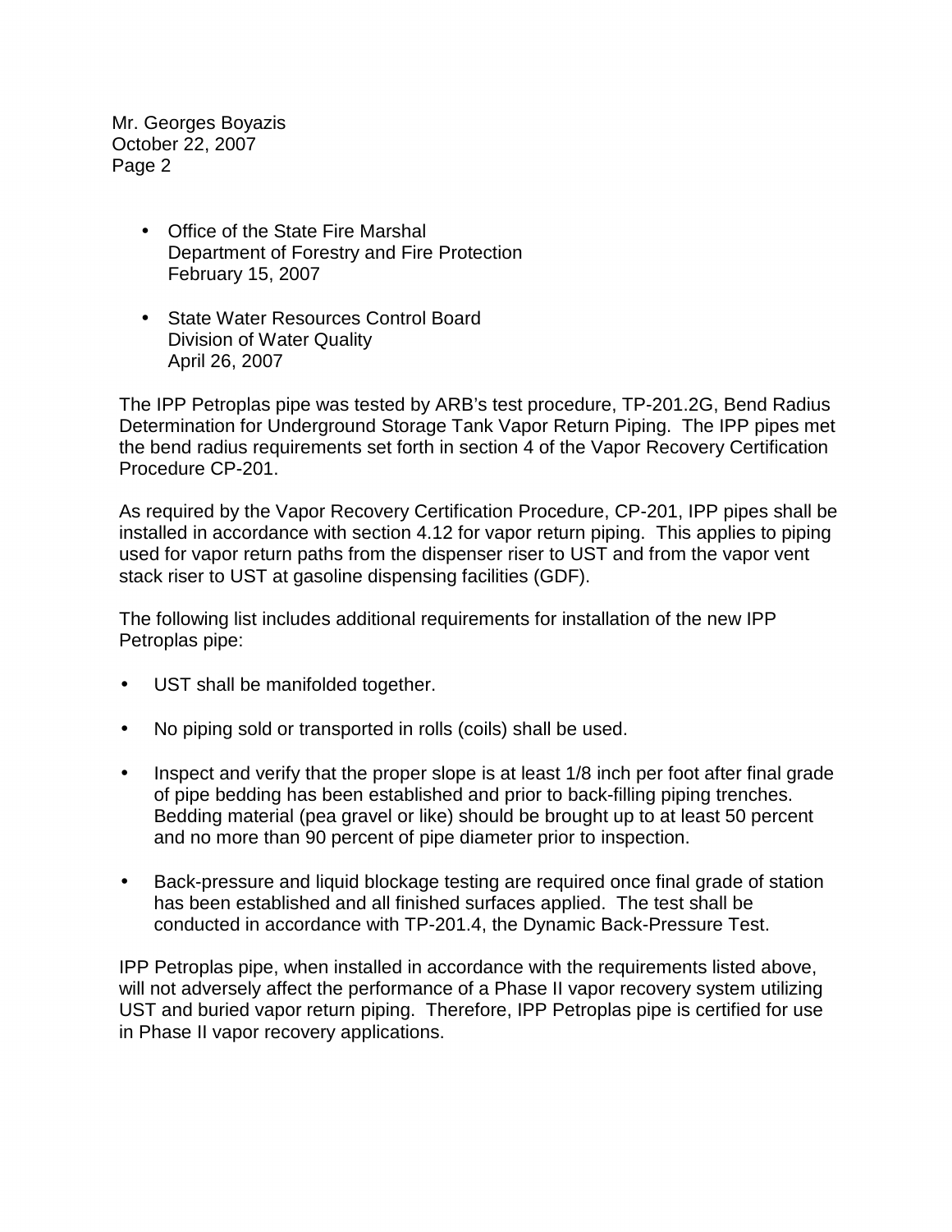- Office of the State Fire Marshal
  Department of Forestry and Fire Protection
  February 15, 2007

- State Water Resources Control Board
  Division of Water Quality
  April 26, 2007

The IPP Petroplas pipe was tested by ARB's test procedure, TP-201.2G, Bend Radius Determination for Underground Storage Tank Vapor Return Piping. The IPP pipes met the bend radius requirements set forth in section 4 of the Vapor Recovery Certification Procedure CP-201.

As required by the Vapor Recovery Certification Procedure, CP-201, IPP pipes shall be installed in accordance with section 4.12 for vapor return piping. This applies to piping used for vapor return paths from the dispenser riser to UST and from the vapor vent stack riser to UST at gasoline dispensing facilities (GDF).

The following list includes additional requirements for installation of the new IPP Petroplas pipe:

- UST shall be manifolded together.
- No piping sold or transported in rolls (coils) shall be used.
- Inspect and verify that the proper slope is at least 1/8 inch per foot after final grade of pipe bedding has been established and prior to back-filling piping trenches. Bedding material (pea gravel or like) should be brought up to at least 50 percent and no more than 90 percent of pipe diameter prior to inspection.
- Back-pressure and liquid blockage testing are required once final grade of station has been established and all finished surfaces applied. The test shall be conducted in accordance with TP-201.4, the Dynamic Back-Pressure Test.

IPP Petroplas pipe, when installed in accordance with the requirements listed above, will not adversely affect the performance of a Phase II vapor recovery system utilizing UST and buried vapor return piping. Therefore, IPP Petroplas pipe is certified for use in Phase II vapor recovery applications.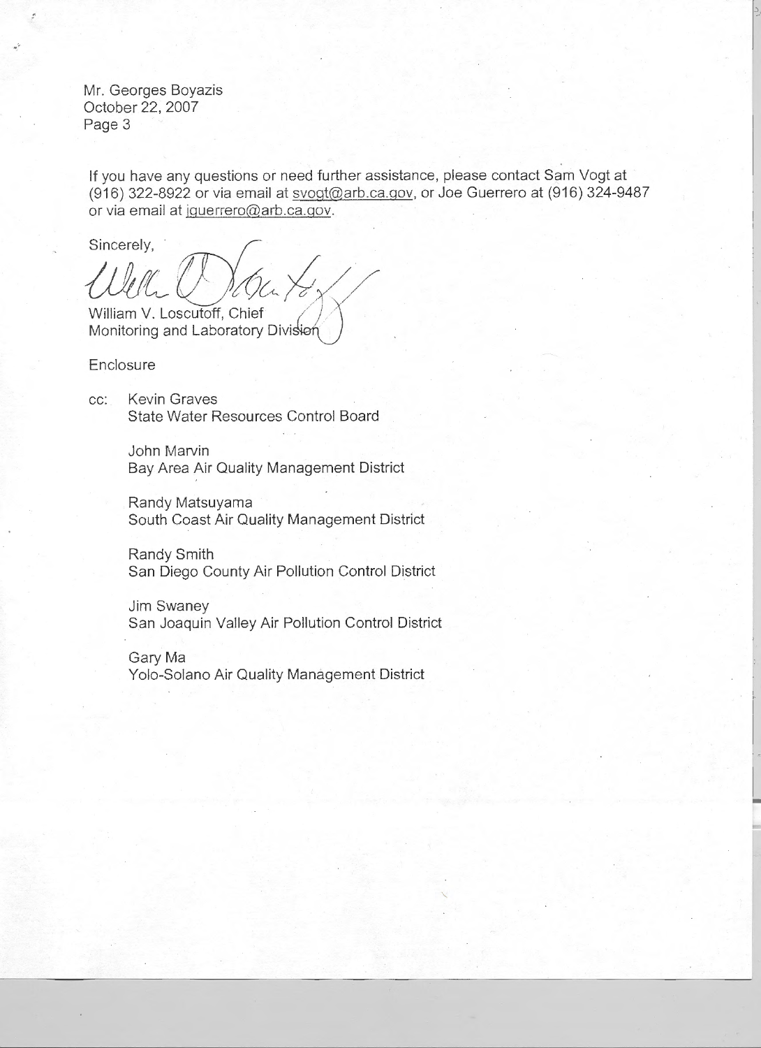If you have any questions or need further assistance, please contact Sam Vogt at (916) 322-8922 or via email at svogt@arb.ca.gov, or Joe Guerrero at (916) 324-9487 or via email at jguerrero@arb.ca.gov.

Sincerely,

William V. Loscutoff, Chief
Monitoring and Laboratory Division

Enclosure

cc: Kevin Graves
State Water Resources Control Board

John Marvin
Bay Area Air Quality Management District

Randy Matsuyama
South Coast Air Quality Management District

Randy Smith
San Diego County Air Pollution Control District

Jim Swaney
San Joaquin Valley Air Pollution Control District

Gary Ma
Yolo-Solano Air Quality Management District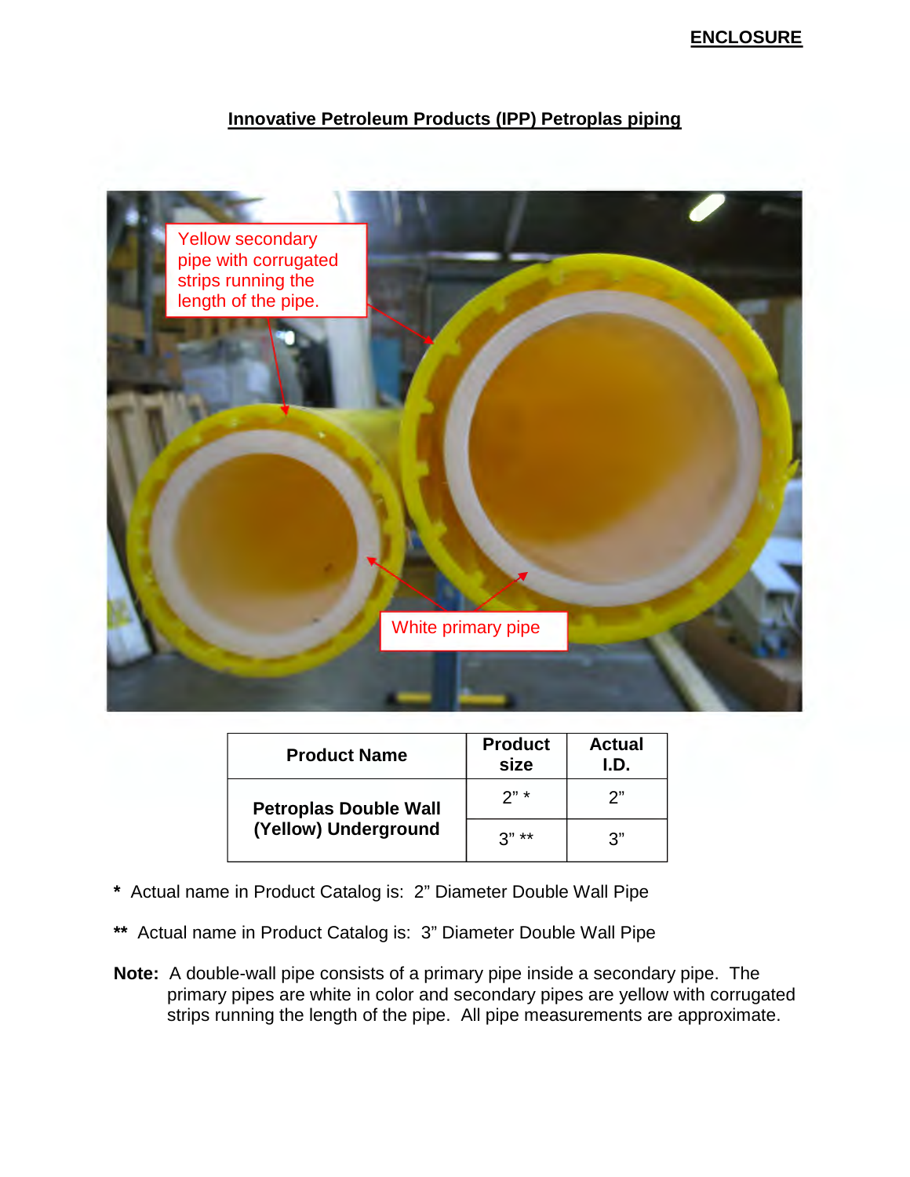**ENCLOSURE**

## Innovative Petroleum Products (IPP) Petroplas piping

Yellow secondary pipe with corrugated strips running the length of the pipe.

White primary pipe

| Product Name | Product size | Actual I.D. |
|---|---|---|
| **Petroplas Double Wall (Yellow) Underground** | 2" * | 2" |
| | 3" ** | 3" |

**\*** Actual name in Product Catalog is: 2" Diameter Double Wall Pipe

**\*\*** Actual name in Product Catalog is: 3" Diameter Double Wall Pipe

**Note:** A double-wall pipe consists of a primary pipe inside a secondary pipe. The primary pipes are white in color and secondary pipes are yellow with corrugated strips running the length of the pipe. All pipe measurements are approximate.